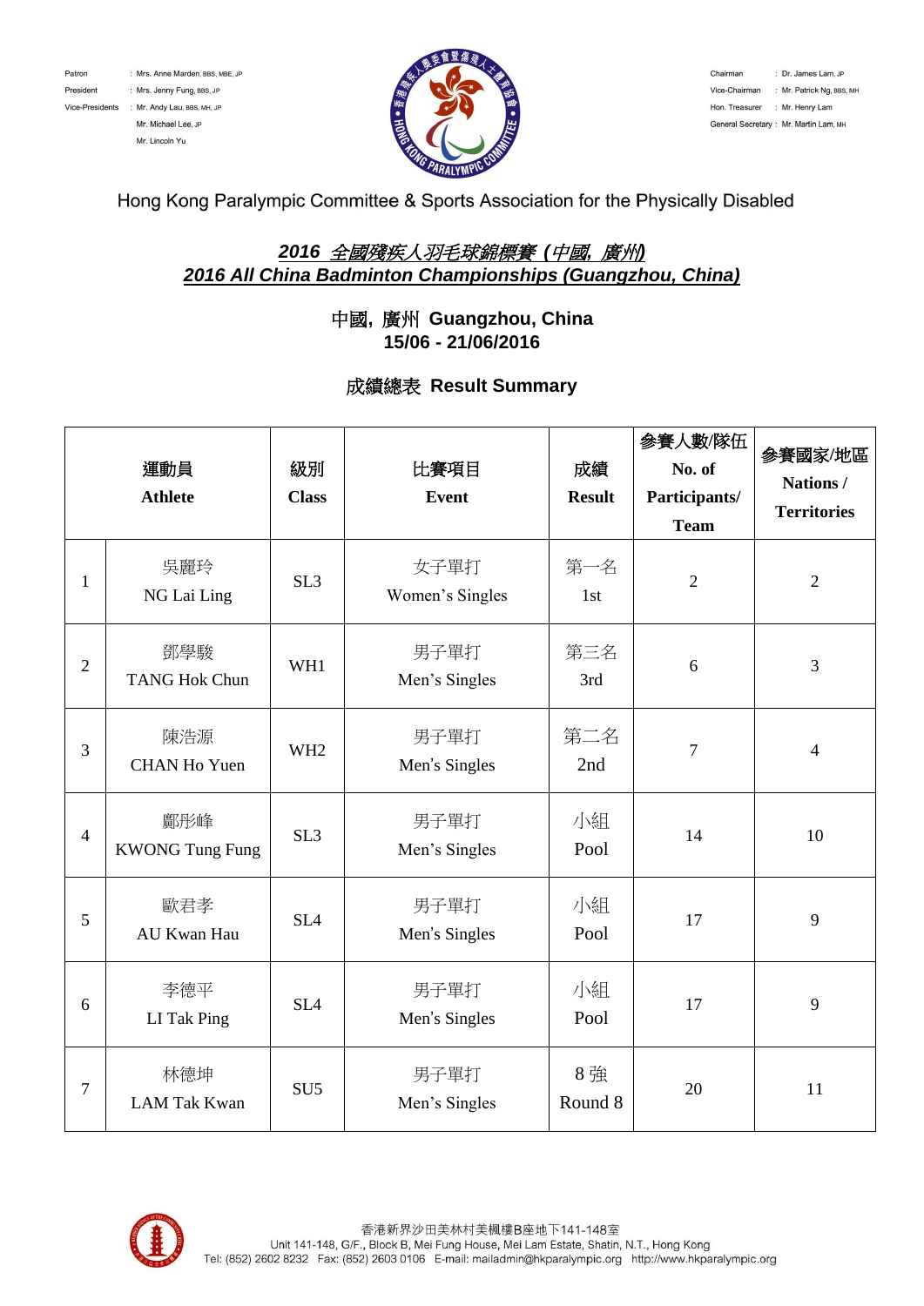Patron : Mrs. Anne Marden, BBS, MBE, JP
President : Mrs. Jenny Fung, BBS, JP
Vice-Presidents : Mr. Andy Lau, BBS, MH, JP
Mr. Michael Lee, JP
Mr. Lincoln Yu

Chairman : Dr. James Lam, JP
Vice-Chairman : Mr. Patrick Ng, BBS, MH
Hon. Treasurer : Mr. Henry Lam
General Secretary : Mr. Martin Lam, MH

Hong Kong Paralympic Committee & Sports Association for the Physically Disabled

## ***2016 全國殘疾人羽毛球錦標賽 (中國, 廣州)***
## ***2016 All China Badminton Championships (Guangzhou, China)***

**中國, 廣州 Guangzhou, China**
**15/06 - 21/06/2016**

### 成績總表 Result Summary

| 運動員 Athlete | | 級別 Class | 比賽項目 Event | 成績 Result | 參賽人數/隊伍 No. of Participants/ Team | 參賽國家/地區 Nations / Territories |
|---|---|---|---|---|---|---|
| 1 | 吳麗玲 NG Lai Ling | SL3 | 女子單打 Women's Singles | 第一名 1st | 2 | 2 |
| 2 | 鄧學駿 TANG Hok Chun | WH1 | 男子單打 Men's Singles | 第三名 3rd | 6 | 3 |
| 3 | 陳浩源 CHAN Ho Yuen | WH2 | 男子單打 Men's Singles | 第二名 2nd | 7 | 4 |
| 4 | 鄺彤峰 KWONG Tung Fung | SL3 | 男子單打 Men's Singles | 小組 Pool | 14 | 10 |
| 5 | 歐君孝 AU Kwan Hau | SL4 | 男子單打 Men's Singles | 小組 Pool | 17 | 9 |
| 6 | 李德平 LI Tak Ping | SL4 | 男子單打 Men's Singles | 小組 Pool | 17 | 9 |
| 7 | 林德坤 LAM Tak Kwan | SU5 | 男子單打 Men's Singles | 8 強 Round 8 | 20 | 11 |

香港新界沙田美林村美楓樓B座地下141-148室
Unit 141-148, G/F., Block B, Mei Fung House, Mei Lam Estate, Shatin, N.T., Hong Kong
Tel: (852) 2602 8232 Fax: (852) 2603 0106 E-mail: mailadmin@hkparalympic.org http://www.hkparalympic.org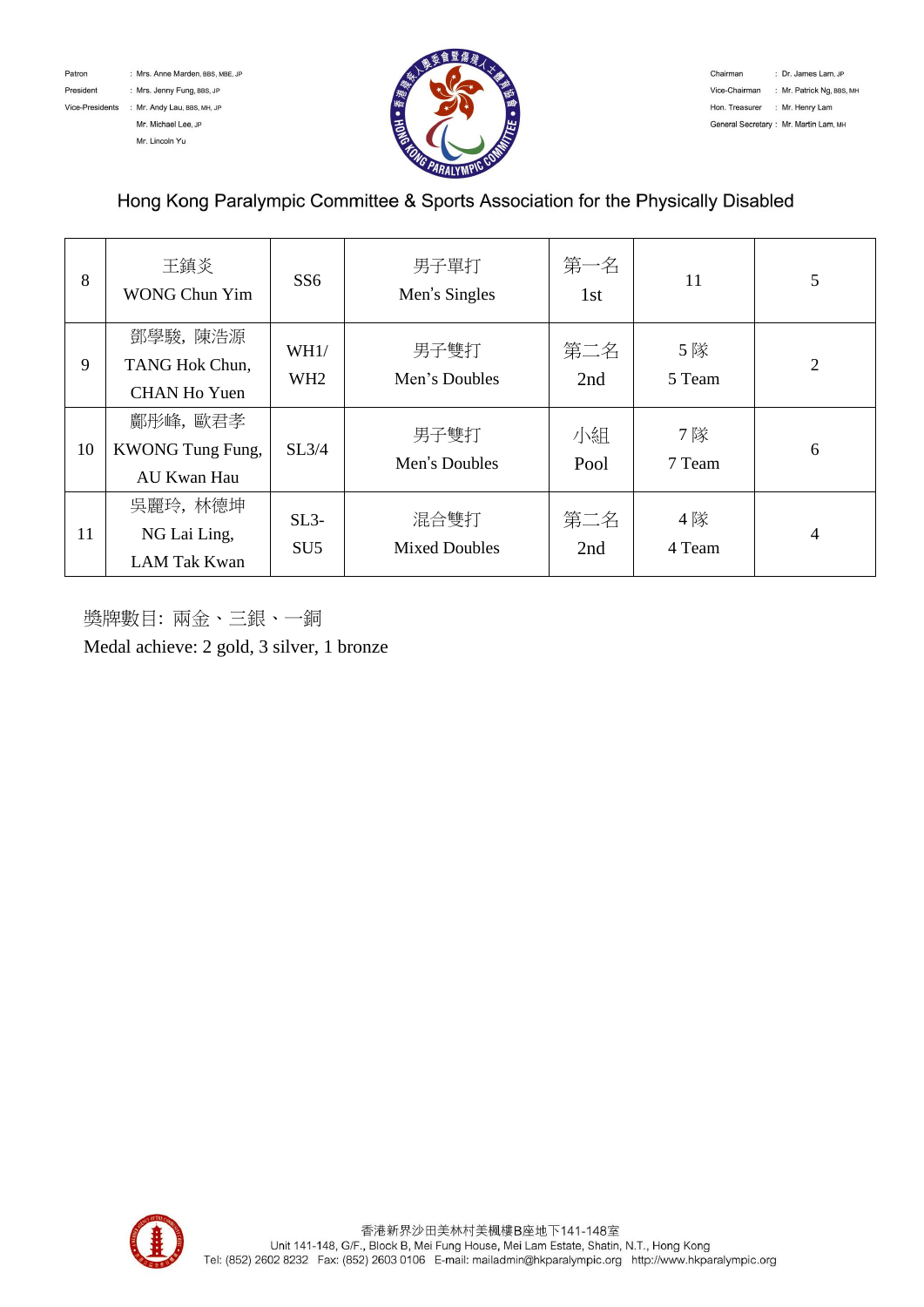Patron : Mrs. Anne Marden, BBS, MBE, JP
President : Mrs. Jenny Fung, BBS, JP
Vice-Presidents : Mr. Andy Lau, BBS, MH, JP
Mr. Michael Lee, JP
Mr. Lincoln Yu

Chairman : Dr. James Lam, JP
Vice-Chairman : Mr. Patrick Ng, BBS, MH
Hon. Treasurer : Mr. Henry Lam
General Secretary : Mr. Martin Lam, MH

Hong Kong Paralympic Committee & Sports Association for the Physically Disabled

| | | | | | | |
|---|---|---|---|---|---|---|
| 8 | 王鎮炎 WONG Chun Yim | SS6 | 男子單打 Men's Singles | 第一名 1st | 11 | 5 |
| 9 | 鄧學駿, 陳浩源 TANG Hok Chun, CHAN Ho Yuen | WH1/ WH2 | 男子雙打 Men's Doubles | 第二名 2nd | 5 隊 5 Team | 2 |
| 10 | 鄺彤峰, 歐君孝 KWONG Tung Fung, AU Kwan Hau | SL3/4 | 男子雙打 Men's Doubles | 小組 Pool | 7 隊 7 Team | 6 |
| 11 | 吳麗玲, 林德坤 NG Lai Ling, LAM Tak Kwan | SL3- SU5 | 混合雙打 Mixed Doubles | 第二名 2nd | 4 隊 4 Team | 4 |

獎牌數目: 兩金、三銀、一銅
Medal achieve: 2 gold, 3 silver, 1 bronze

香港新界沙田美林村美楓樓B座地下141-148室
Unit 141-148, G/F., Block B, Mei Fung House, Mei Lam Estate, Shatin, N.T., Hong Kong
Tel: (852) 2602 8232 Fax: (852) 2603 0106 E-mail: mailadmin@hkparalympic.org http://www.hkparalympic.org